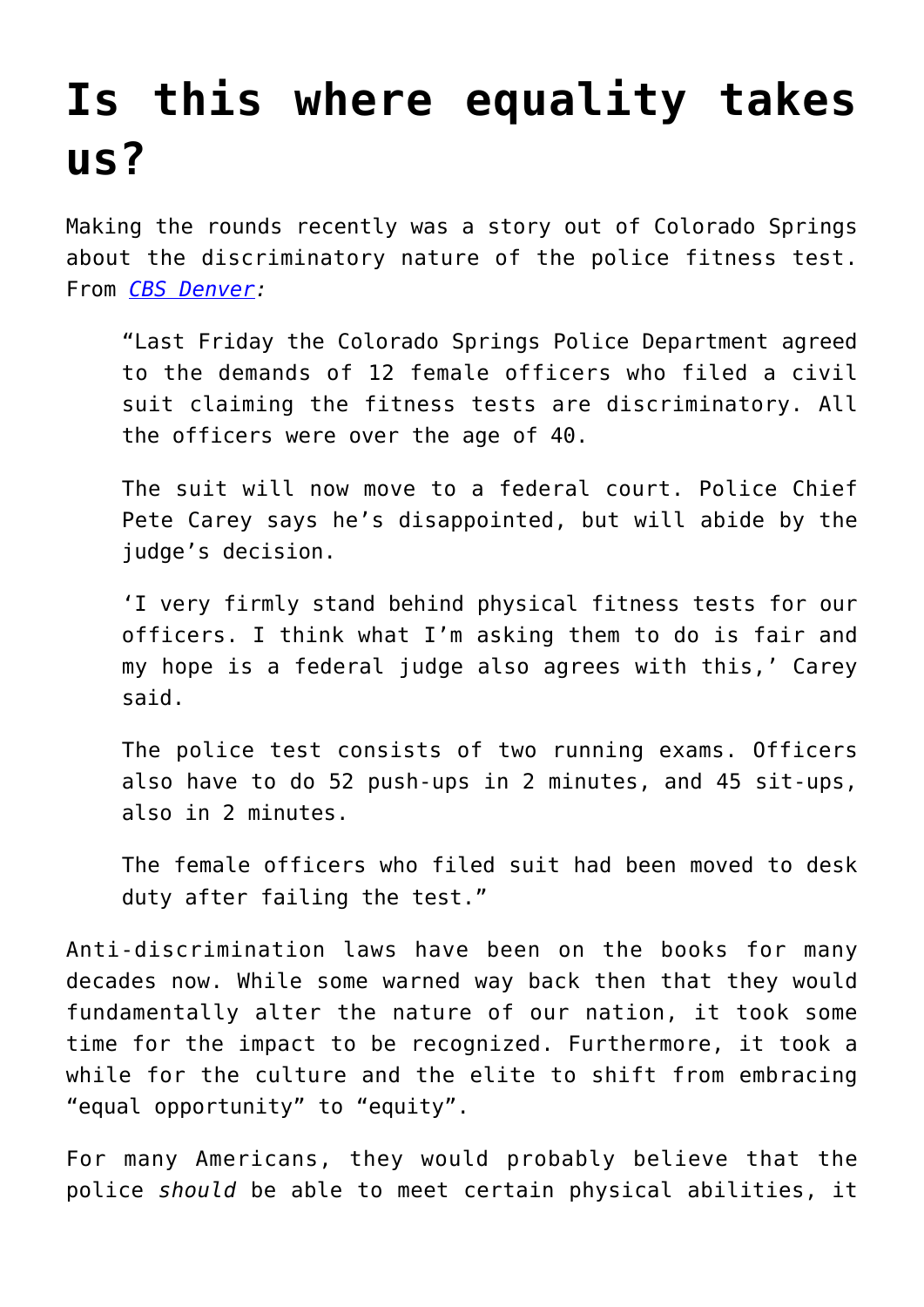# Is this where equality takes us?

Making the rounds recently was a story out of Colorado Springs about the discriminatory nature of the police fitness test. From *[CBS Denver](#)*:

> "Last Friday the Colorado Springs Police Department agreed to the demands of 12 female officers who filed a civil suit claiming the fitness tests are discriminatory. All the officers were over the age of 40.
>
> The suit will now move to a federal court. Police Chief Pete Carey says he's disappointed, but will abide by the judge's decision.
>
> 'I very firmly stand behind physical fitness tests for our officers. I think what I'm asking them to do is fair and my hope is a federal judge also agrees with this,' Carey said.
>
> The police test consists of two running exams. Officers also have to do 52 push-ups in 2 minutes, and 45 sit-ups, also in 2 minutes.
>
> The female officers who filed suit had been moved to desk duty after failing the test."

Anti-discrimination laws have been on the books for many decades now. While some warned way back then that they would fundamentally alter the nature of our nation, it took some time for the impact to be recognized. Furthermore, it took a while for the culture and the elite to shift from embracing "equal opportunity" to "equity".

For many Americans, they would probably believe that the police *should* be able to meet certain physical abilities, it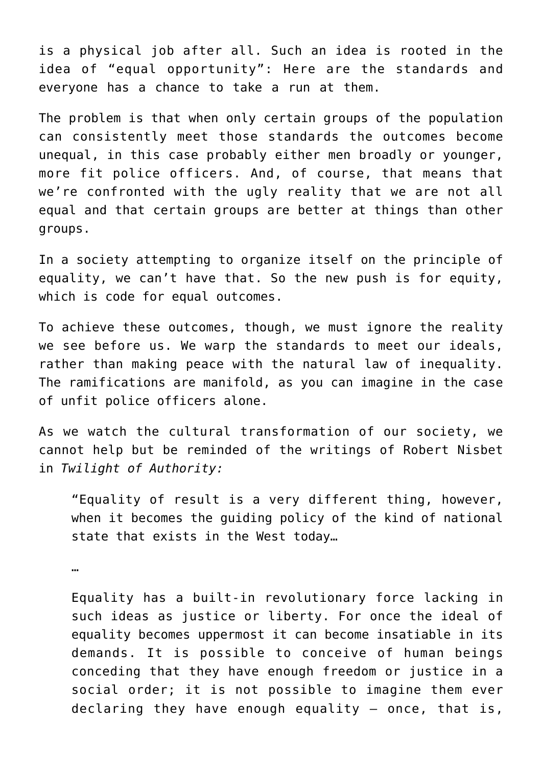is a physical job after all. Such an idea is rooted in the idea of "equal opportunity": Here are the standards and everyone has a chance to take a run at them.

The problem is that when only certain groups of the population can consistently meet those standards the outcomes become unequal, in this case probably either men broadly or younger, more fit police officers. And, of course, that means that we're confronted with the ugly reality that we are not all equal and that certain groups are better at things than other groups.

In a society attempting to organize itself on the principle of equality, we can't have that. So the new push is for equity, which is code for equal outcomes.

To achieve these outcomes, though, we must ignore the reality we see before us. We warp the standards to meet our ideals, rather than making peace with the natural law of inequality. The ramifications are manifold, as you can imagine in the case of unfit police officers alone.

As we watch the cultural transformation of our society, we cannot help but be reminded of the writings of Robert Nisbet in *Twilight of Authority:*

> "Equality of result is a very different thing, however, when it becomes the guiding policy of the kind of national state that exists in the West today…
>
> …
>
> Equality has a built-in revolutionary force lacking in such ideas as justice or liberty. For once the ideal of equality becomes uppermost it can become insatiable in its demands. It is possible to conceive of human beings conceding that they have enough freedom or justice in a social order; it is not possible to imagine them ever declaring they have enough equality – once, that is,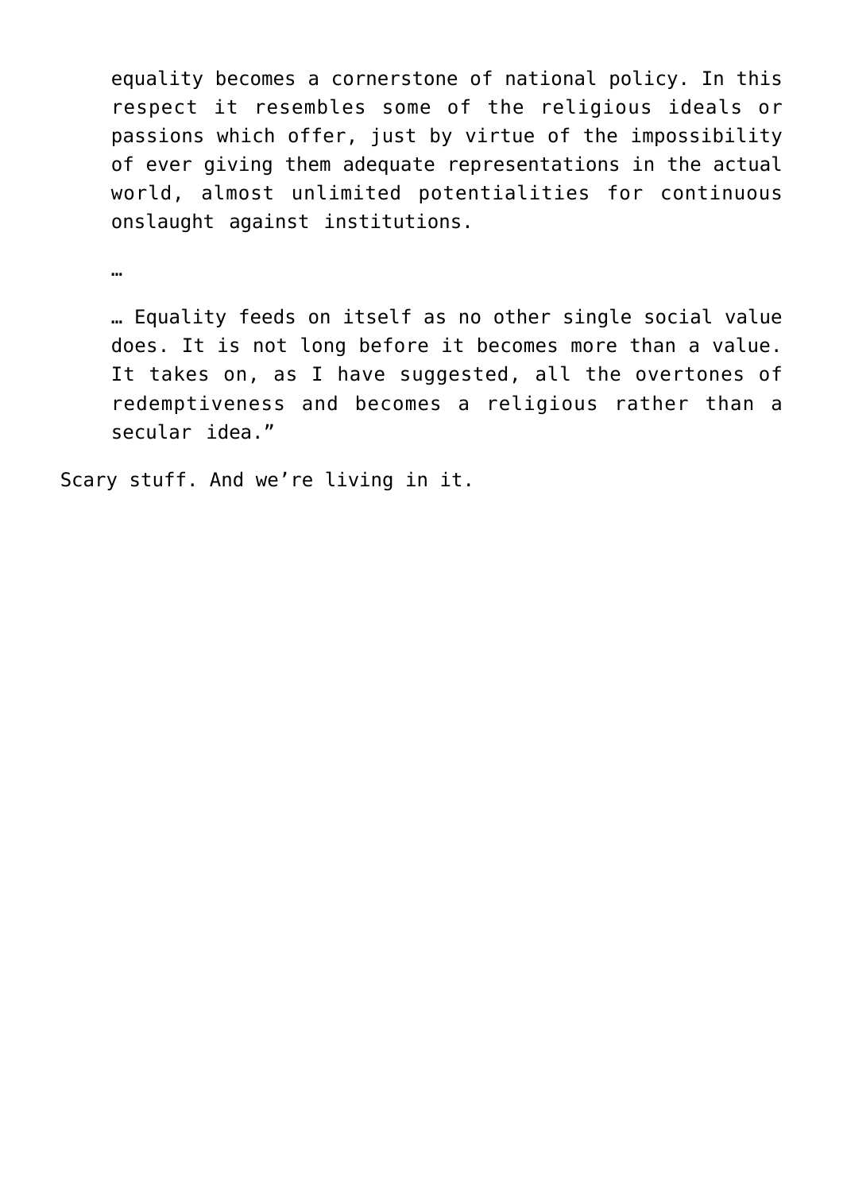> equality becomes a cornerstone of national policy. In this respect it resembles some of the religious ideals or passions which offer, just by virtue of the impossibility of ever giving them adequate representations in the actual world, almost unlimited potentialities for continuous onslaught against institutions.
>
> …
>
> … Equality feeds on itself as no other single social value does. It is not long before it becomes more than a value. It takes on, as I have suggested, all the overtones of redemptiveness and becomes a religious rather than a secular idea."

Scary stuff. And we're living in it.